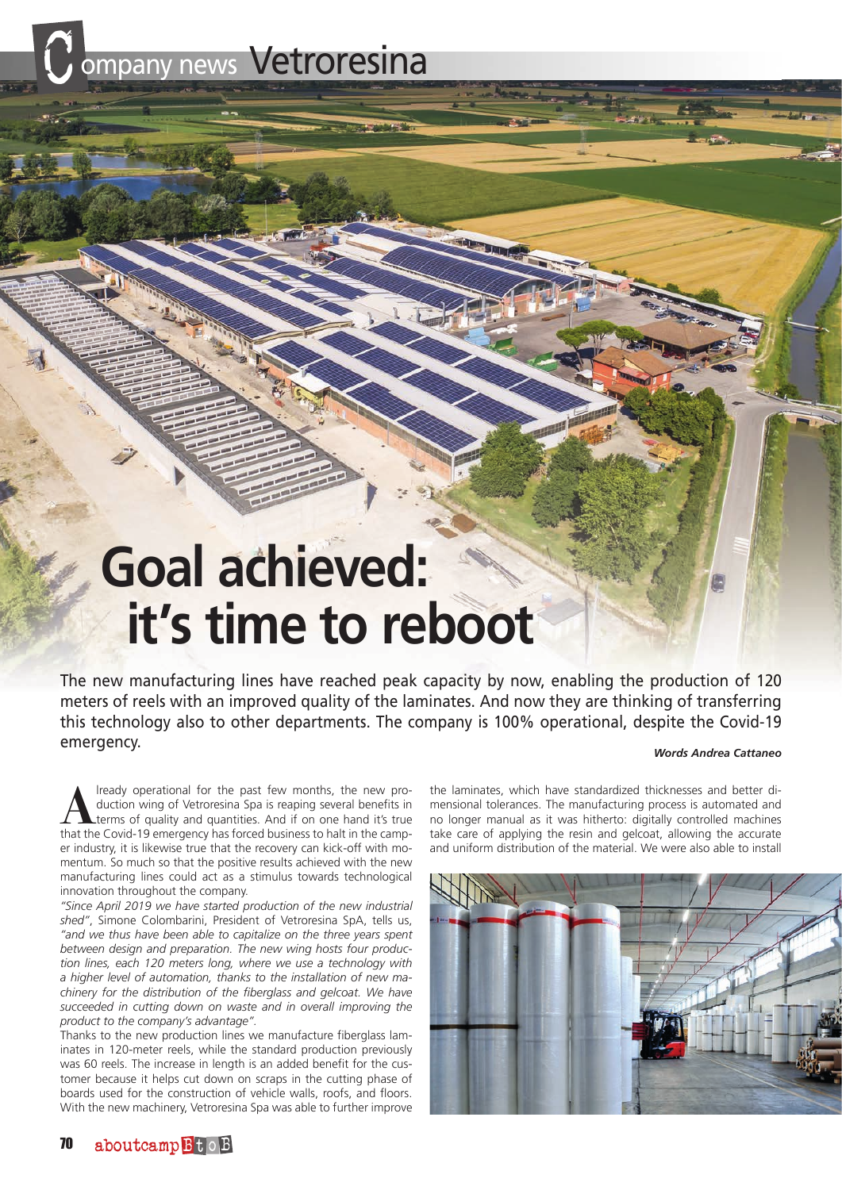Company news Vetroresina

# Goal achieved: it's time to reboot

The new manufacturing lines have reached peak capacity by now, enabling the production of 120 meters of reels with an improved quality of the laminates. And now they are thinking of transferring this technology also to other departments. The company is 100% operational, despite the Covid-19 emergency.

***Words Andrea Cattaneo***

Already operational for the past few months, the new production wing of Vetroresina Spa is reaping several benefits in terms of quality and quantities. And if on one hand it's true that the Covid-19 emergency has forced business to halt in the camper industry, it is likewise true that the recovery can kick-off with momentum. So much so that the positive results achieved with the new manufacturing lines could act as a stimulus towards technological innovation throughout the company.

*"Since April 2019 we have started production of the new industrial shed"*, Simone Colombarini, President of Vetroresina SpA, tells us, *"and we thus have been able to capitalize on the three years spent between design and preparation. The new wing hosts four production lines, each 120 meters long, where we use a technology with a higher level of automation, thanks to the installation of new machinery for the distribution of the fiberglass and gelcoat. We have succeeded in cutting down on waste and in overall improving the product to the company's advantage"*.

Thanks to the new production lines we manufacture fiberglass laminates in 120-meter reels, while the standard production previously was 60 reels. The increase in length is an added benefit for the customer because it helps cut down on scraps in the cutting phase of boards used for the construction of vehicle walls, roofs, and floors. With the new machinery, Vetroresina Spa was able to further improve the laminates, which have standardized thicknesses and better dimensional tolerances. The manufacturing process is automated and no longer manual as it was hitherto: digitally controlled machines take care of applying the resin and gelcoat, allowing the accurate and uniform distribution of the material. We were also able to install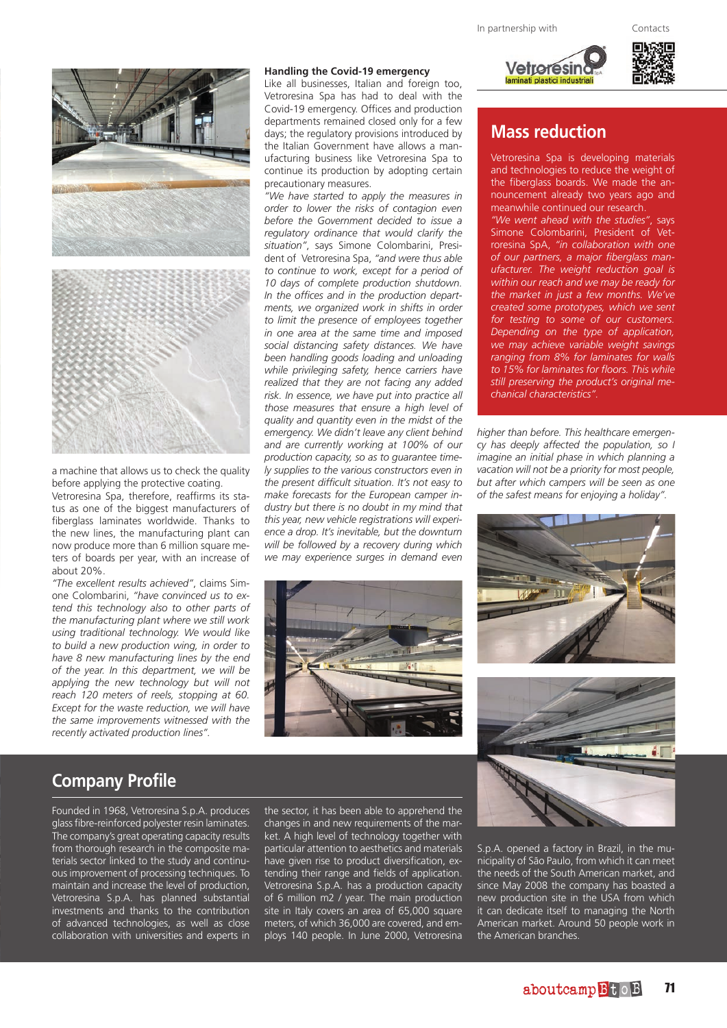a machine that allows us to check the quality before applying the protective coating.

Vetroresina Spa, therefore, reaffirms its status as one of the biggest manufacturers of fiberglass laminates worldwide. Thanks to the new lines, the manufacturing plant can now produce more than 6 million square meters of boards per year, with an increase of about 20%.

*"The excellent results achieved"*, claims Simone Colombarini, *"have convinced us to extend this technology also to other parts of the manufacturing plant where we still work using traditional technology. We would like to build a new production wing, in order to have 8 new manufacturing lines by the end of the year. In this department, we will be applying the new technology but will not reach 120 meters of reels, stopping at 60. Except for the waste reduction, we will have the same improvements witnessed with the recently activated production lines"*.

**Handling the Covid-19 emergency**

Like all businesses, Italian and foreign too, Vetroresina Spa has had to deal with the Covid-19 emergency. Offices and production departments remained closed only for a few days; the regulatory provisions introduced by the Italian Government have allows a manufacturing business like Vetroresina Spa to continue its production by adopting certain precautionary measures.

*"We have started to apply the measures in order to lower the risks of contagion even before the Government decided to issue a regulatory ordinance that would clarify the situation"*, says Simone Colombarini, President of Vetroresina Spa, *"and were thus able to continue to work, except for a period of 10 days of complete production shutdown. In the offices and in the production departments, we organized work in shifts in order to limit the presence of employees together in one area at the same time and imposed social distancing safety distances. We have been handling goods loading and unloading while privileging safety, hence carriers have realized that they are not facing any added risk. In essence, we have put into practice all those measures that ensure a high level of quality and quantity even in the midst of the emergency. We didn't leave any client behind and are currently working at 100% of our production capacity, so as to guarantee timely supplies to the various constructors even in the present difficult situation. It's not easy to make forecasts for the European camper industry but there is no doubt in my mind that this year, new vehicle registrations will experience a drop. It's inevitable, but the downturn will be followed by a recovery during which we may experience surges in demand even higher than before. This healthcare emergency has deeply affected the population, so I imagine an initial phase in which planning a vacation will not be a priority for most people, but after which campers will be seen as one of the safest means for enjoying a holiday"*.

## Mass reduction

Vetroresina Spa is developing materials and technologies to reduce the weight of the fiberglass boards. We made the announcement already two years ago and meanwhile continued our research.

*"We went ahead with the studies"*, says Simone Colombarini, President of Vetroresina SpA, *"in collaboration with one of our partners, a major fiberglass manufacturer. The weight reduction goal is within our reach and we may be ready for the market in just a few months. We've created some prototypes, which we sent for testing to some of our customers. Depending on the type of application, we may achieve variable weight savings ranging from 8% for laminates for walls to 15% for laminates for floors. This while still preserving the product's original mechanical characteristics"*.

## Company Profile

Founded in 1968, Vetroresina S.p.A. produces glass fibre-reinforced polyester resin laminates. The company's great operating capacity results from thorough research in the composite materials sector linked to the study and continuous improvement of processing techniques. To maintain and increase the level of production, Vetroresina S.p.A. has planned substantial investments and thanks to the contribution of advanced technologies, as well as close collaboration with universities and experts in the sector, it has been able to apprehend the changes in and new requirements of the market. A high level of technology together with particular attention to aesthetics and materials have given rise to product diversification, extending their range and fields of application. Vetroresina S.p.A. has a production capacity of 6 million m2 / year. The main production site in Italy covers an area of 65,000 square meters, of which 36,000 are covered, and employs 140 people. In June 2000, Vetroresina S.p.A. opened a factory in Brazil, in the municipality of São Paulo, from which it can meet the needs of the South American market, and since May 2008 the company has boasted a new production site in the USA from which it can dedicate itself to managing the North American market. Around 50 people work in the American branches.